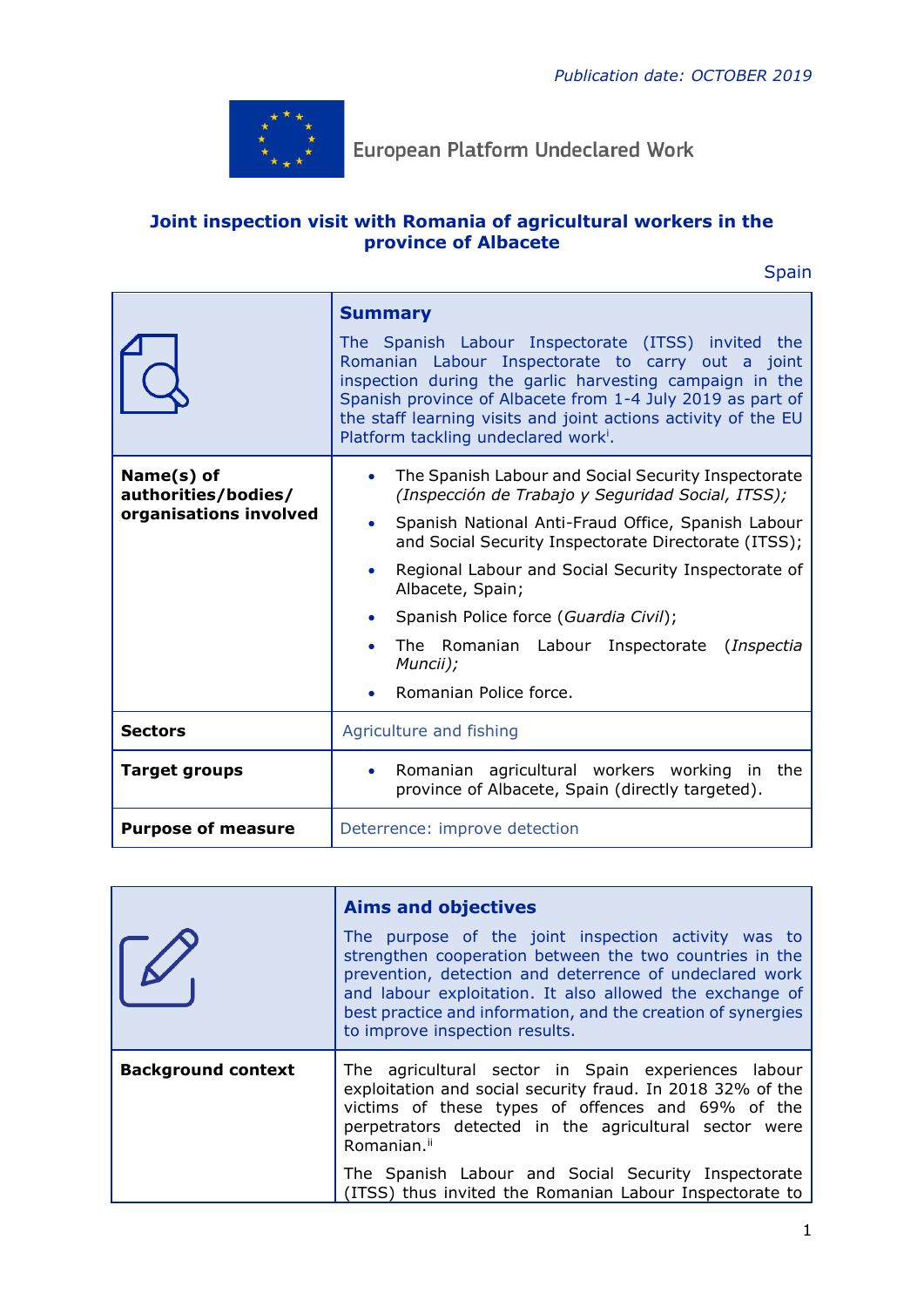Publication date: OCTOBER 2019

European Platform Undeclared Work

# Joint inspection visit with Romania of agricultural workers in the province of Albacete

Spain

| | |
|---|---|
| | **Summary**<br>The Spanish Labour Inspectorate (ITSS) invited the Romanian Labour Inspectorate to carry out a joint inspection during the garlic harvesting campaign in the Spanish province of Albacete from 1-4 July 2019 as part of the staff learning visits and joint actions activity of the EU Platform tackling undeclared work[i]. |
| **Name(s) of authorities/bodies/ organisations involved** | • The Spanish Labour and Social Security Inspectorate *(Inspección de Trabajo y Seguridad Social, ITSS);*<br>• Spanish National Anti-Fraud Office, Spanish Labour and Social Security Inspectorate Directorate (ITSS);<br>• Regional Labour and Social Security Inspectorate of Albacete, Spain;<br>• Spanish Police force (*Guardia Civil*);<br>• The Romanian Labour Inspectorate (*Inspectia Muncii);*<br>• Romanian Police force. |
| **Sectors** | Agriculture and fishing |
| **Target groups** | • Romanian agricultural workers working in the province of Albacete, Spain (directly targeted). |
| **Purpose of measure** | Deterrence: improve detection |

| | |
|---|---|
| | **Aims and objectives**<br>The purpose of the joint inspection activity was to strengthen cooperation between the two countries in the prevention, detection and deterrence of undeclared work and labour exploitation. It also allowed the exchange of best practice and information, and the creation of synergies to improve inspection results. |
| **Background context** | The agricultural sector in Spain experiences labour exploitation and social security fraud. In 2018 32% of the victims of these types of offences and 69% of the perpetrators detected in the agricultural sector were Romanian.[ii]<br>The Spanish Labour and Social Security Inspectorate (ITSS) thus invited the Romanian Labour Inspectorate to |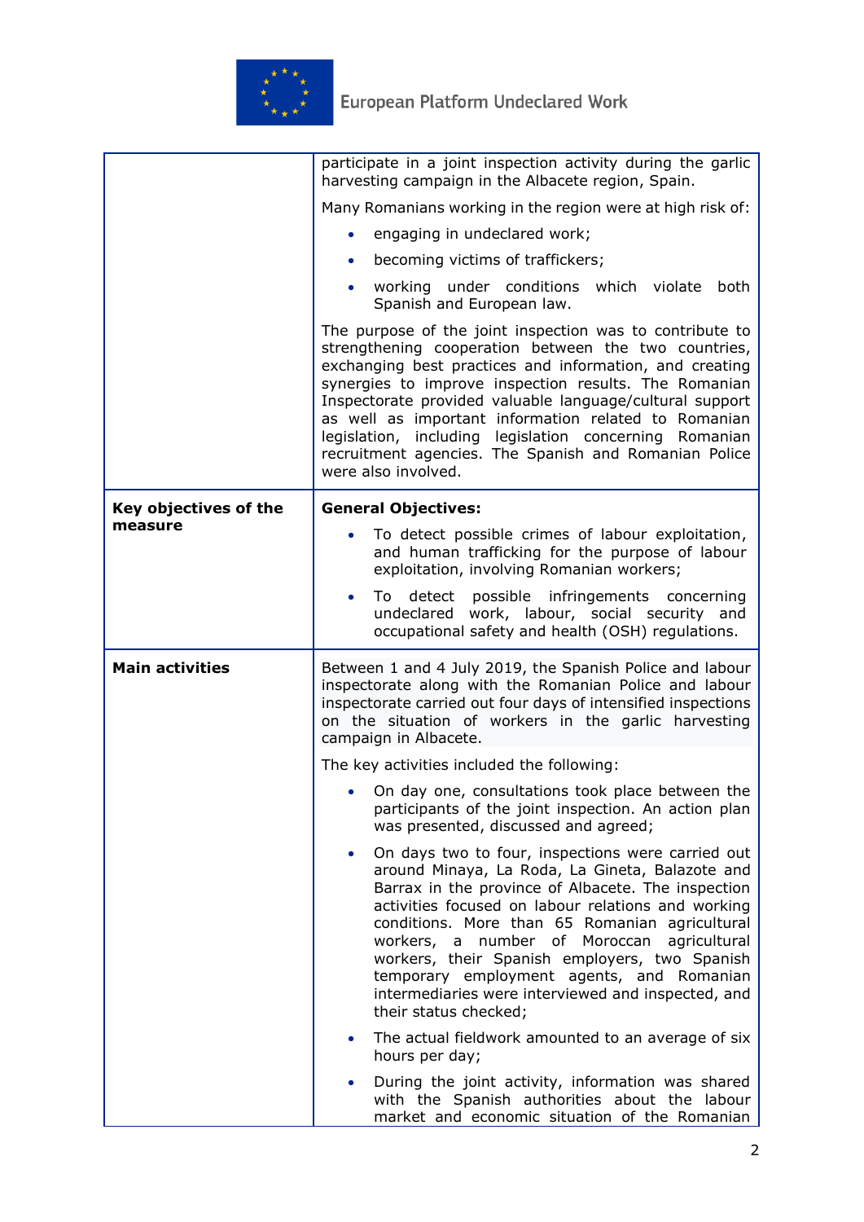| | |
|---|---|
| | participate in a joint inspection activity during the garlic harvesting campaign in the Albacete region, Spain.<br><br>Many Romanians working in the region were at high risk of:<br><ul><li>engaging in undeclared work;</li><li>becoming victims of traffickers;</li><li>working under conditions which violate both Spanish and European law.</li></ul>The purpose of the joint inspection was to contribute to strengthening cooperation between the two countries, exchanging best practices and information, and creating synergies to improve inspection results. The Romanian Inspectorate provided valuable language/cultural support as well as important information related to Romanian legislation, including legislation concerning Romanian recruitment agencies. The Spanish and Romanian Police were also involved. |
| **Key objectives of the measure** | **General Objectives:**<br><ul><li>To detect possible crimes of labour exploitation, and human trafficking for the purpose of labour exploitation, involving Romanian workers;</li><li>To detect possible infringements concerning undeclared work, labour, social security and occupational safety and health (OSH) regulations.</li></ul> |
| **Main activities** | Between 1 and 4 July 2019, the Spanish Police and labour inspectorate along with the Romanian Police and labour inspectorate carried out four days of intensified inspections on the situation of workers in the garlic harvesting campaign in Albacete.<br><br>The key activities included the following:<br><ul><li>On day one, consultations took place between the participants of the joint inspection. An action plan was presented, discussed and agreed;</li><li>On days two to four, inspections were carried out around Minaya, La Roda, La Gineta, Balazote and Barrax in the province of Albacete. The inspection activities focused on labour relations and working conditions. More than 65 Romanian agricultural workers, a number of Moroccan agricultural workers, their Spanish employers, two Spanish temporary employment agents, and Romanian intermediaries were interviewed and inspected, and their status checked;</li><li>The actual fieldwork amounted to an average of six hours per day;</li><li>During the joint activity, information was shared with the Spanish authorities about the labour market and economic situation of the Romanian</li></ul> |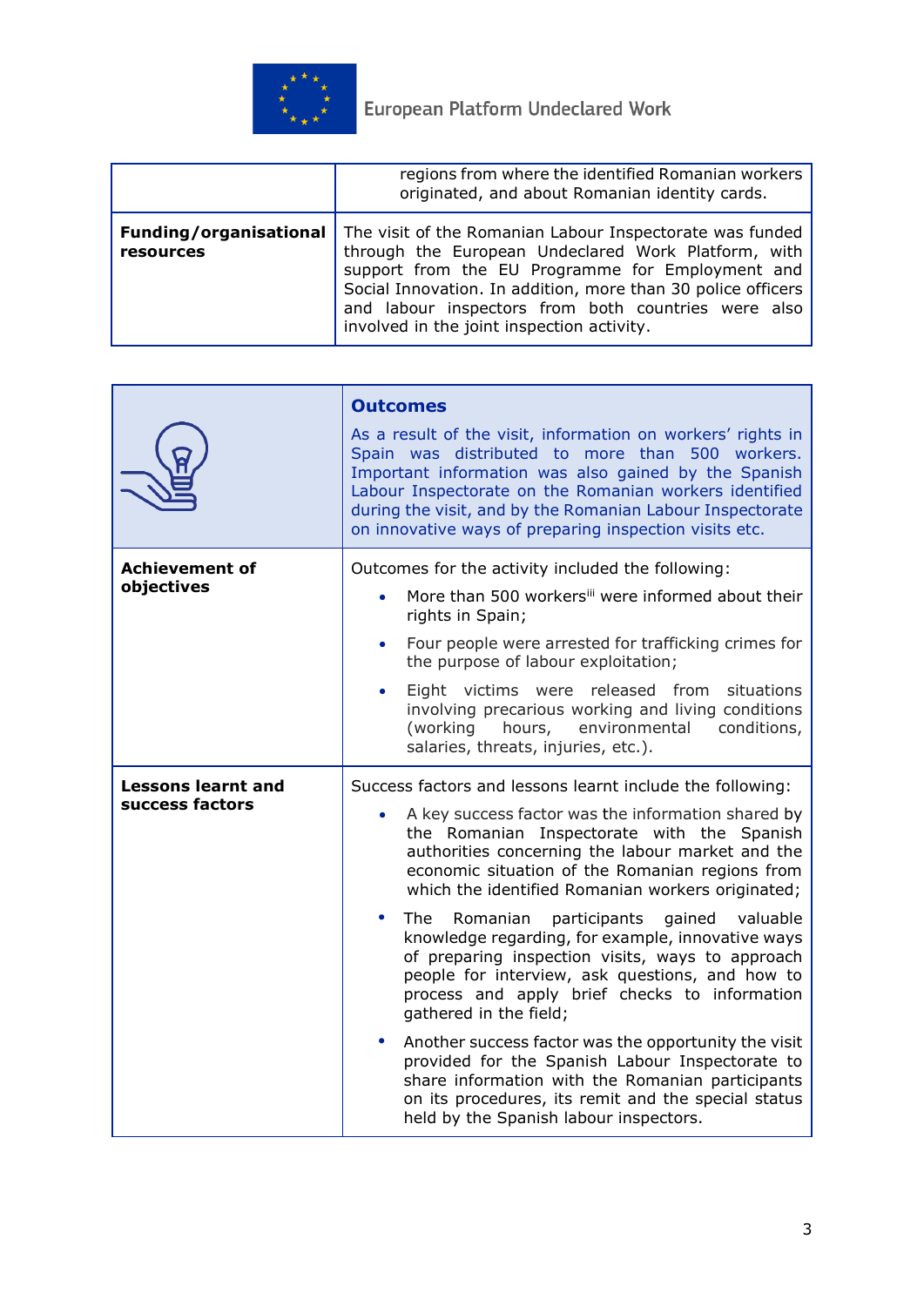| | |
|---|---|
| | regions from where the identified Romanian workers originated, and about Romanian identity cards. |
| **Funding/organisational resources** | The visit of the Romanian Labour Inspectorate was funded through the European Undeclared Work Platform, with support from the EU Programme for Employment and Social Innovation. In addition, more than 30 police officers and labour inspectors from both countries were also involved in the joint inspection activity. |

| | |
|---|---|
| | **Outcomes**<br><br>As a result of the visit, information on workers' rights in Spain was distributed to more than 500 workers. Important information was also gained by the Spanish Labour Inspectorate on the Romanian workers identified during the visit, and by the Romanian Labour Inspectorate on innovative ways of preparing inspection visits etc. |
| **Achievement of objectives** | Outcomes for the activity included the following:<br>• More than 500 workers[iii] were informed about their rights in Spain;<br>• Four people were arrested for trafficking crimes for the purpose of labour exploitation;<br>• Eight victims were released from situations involving precarious working and living conditions (working hours, environmental conditions, salaries, threats, injuries, etc.). |
| **Lessons learnt and success factors** | Success factors and lessons learnt include the following:<br>• A key success factor was the information shared by the Romanian Inspectorate with the Spanish authorities concerning the labour market and the economic situation of the Romanian regions from which the identified Romanian workers originated;<br>• The Romanian participants gained valuable knowledge regarding, for example, innovative ways of preparing inspection visits, ways to approach people for interview, ask questions, and how to process and apply brief checks to information gathered in the field;<br>• Another success factor was the opportunity the visit provided for the Spanish Labour Inspectorate to share information with the Romanian participants on its procedures, its remit and the special status held by the Spanish labour inspectors. |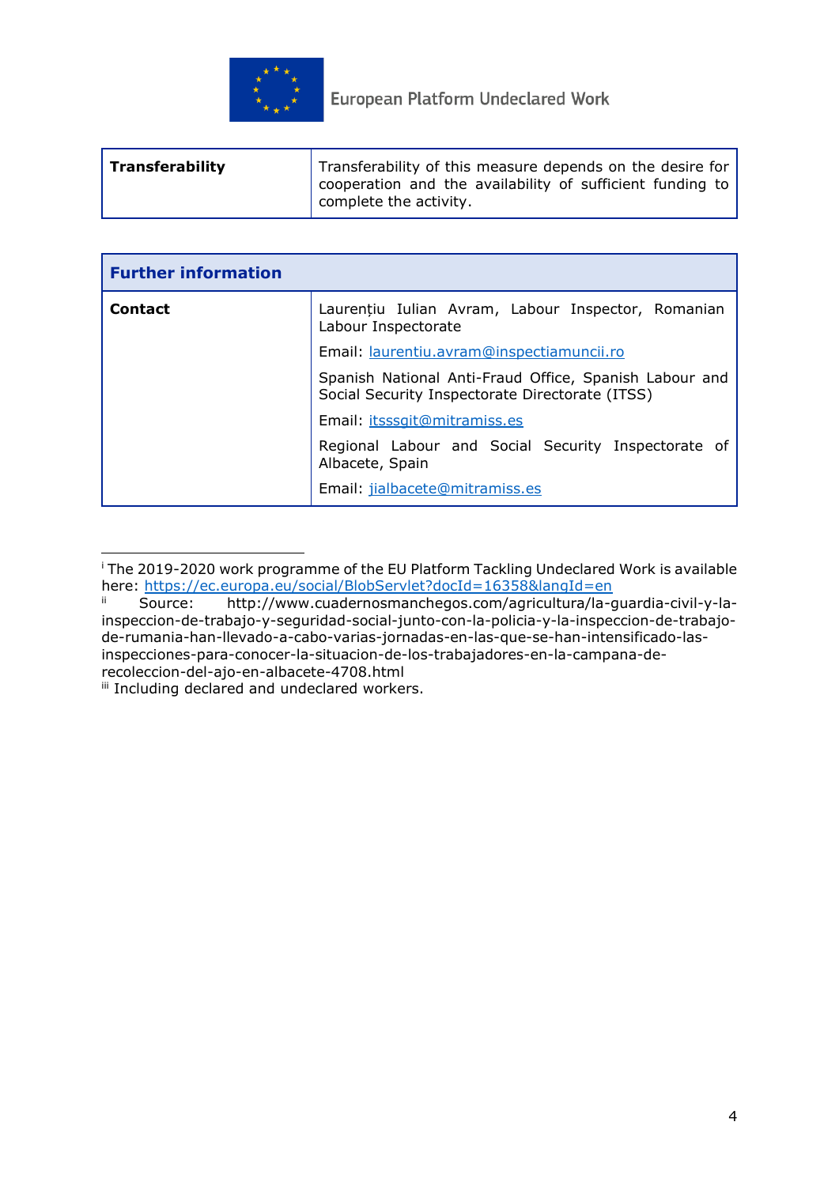| | |
|---|---|
| **Transferability** | Transferability of this measure depends on the desire for cooperation and the availability of sufficient funding to complete the activity. |

| **Further information** | |
|---|---|
| **Contact** | Laurențiu Iulian Avram, Labour Inspector, Romanian Labour Inspectorate<br><br>Email: laurentiu.avram@inspectiamuncii.ro<br><br>Spanish National Anti-Fraud Office, Spanish Labour and Social Security Inspectorate Directorate (ITSS)<br><br>Email: itsssgit@mitramiss.es<br><br>Regional Labour and Social Security Inspectorate of Albacete, Spain<br><br>Email: jialbacete@mitramiss.es |

---

[i] The 2019-2020 work programme of the EU Platform Tackling Undeclared Work is available here: https://ec.europa.eu/social/BlobServlet?docId=16358&langId=en

[ii] Source: http://www.cuadernosmanchegos.com/agricultura/la-guardia-civil-y-la-inspeccion-de-trabajo-y-seguridad-social-junto-con-la-policia-y-la-inspeccion-de-trabajo-de-rumania-han-llevado-a-cabo-varias-jornadas-en-las-que-se-han-intensificado-las-inspecciones-para-conocer-la-situacion-de-los-trabajadores-en-la-campana-de-recoleccion-del-ajo-en-albacete-4708.html

[iii] Including declared and undeclared workers.